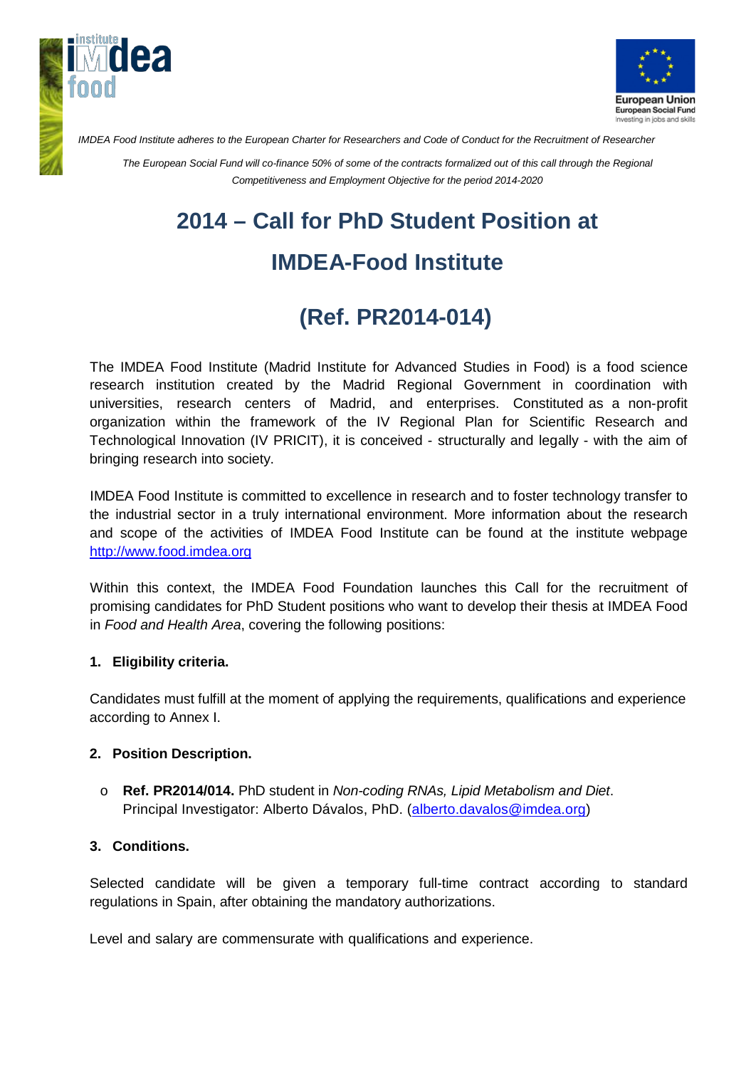*IMDEA Food Institute adheres to the European Charter for Researchers and Code of Conduct for the Recruitment of Researcher*

*The European Social Fund will co-finance 50% of some of the contracts formalized out of this call through the Regional Competitiveness and Employment Objective for the period 2014-2020*

# 2014 – Call for PhD Student Position at IMDEA-Food Institute

# (Ref. PR2014-014)

The IMDEA Food Institute (Madrid Institute for Advanced Studies in Food) is a food science research institution created by the Madrid Regional Government in coordination with universities, research centers of Madrid, and enterprises. Constituted as a non-profit organization within the framework of the IV Regional Plan for Scientific Research and Technological Innovation (IV PRICIT), it is conceived - structurally and legally - with the aim of bringing research into society.

IMDEA Food Institute is committed to excellence in research and to foster technology transfer to the industrial sector in a truly international environment. More information about the research and scope of the activities of IMDEA Food Institute can be found at the institute webpage http://www.food.imdea.org

Within this context, the IMDEA Food Foundation launches this Call for the recruitment of promising candidates for PhD Student positions who want to develop their thesis at IMDEA Food in *Food and Health Area*, covering the following positions:

**1. Eligibility criteria.**

Candidates must fulfill at the moment of applying the requirements, qualifications and experience according to Annex I.

**2. Position Description.**

- **Ref. PR2014/014.** PhD student in *Non-coding RNAs, Lipid Metabolism and Diet*. Principal Investigator: Alberto Dávalos, PhD. (alberto.davalos@imdea.org)

**3. Conditions.**

Selected candidate will be given a temporary full-time contract according to standard regulations in Spain, after obtaining the mandatory authorizations.

Level and salary are commensurate with qualifications and experience.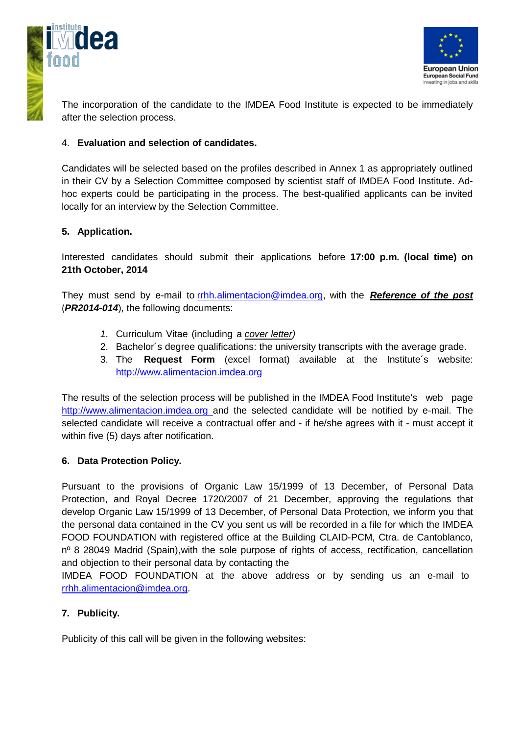The incorporation of the candidate to the IMDEA Food Institute is expected to be immediately after the selection process.

4. **Evaluation and selection of candidates.**

Candidates will be selected based on the profiles described in Annex 1 as appropriately outlined in their CV by a Selection Committee composed by scientist staff of IMDEA Food Institute. Ad-hoc experts could be participating in the process. The best-qualified applicants can be invited locally for an interview by the Selection Committee.

**5. Application.**

Interested candidates should submit their applications before **17:00 p.m. (local time) on 21th October, 2014**

They must send by e-mail to rrhh.alimentacion@imdea.org, with the ***Reference of the post*** (***PR2014-014***), the following documents:

1. Curriculum Vitae (including a *cover letter)*
2. Bachelor´s degree qualifications: the university transcripts with the average grade.
3. The **Request Form** (excel format) available at the Institute´s website: http://www.alimentacion.imdea.org

The results of the selection process will be published in the IMDEA Food Institute's web page http://www.alimentacion.imdea.org and the selected candidate will be notified by e-mail. The selected candidate will receive a contractual offer and - if he/she agrees with it - must accept it within five (5) days after notification.

**6. Data Protection Policy.**

Pursuant to the provisions of Organic Law 15/1999 of 13 December, of Personal Data Protection, and Royal Decree 1720/2007 of 21 December, approving the regulations that develop Organic Law 15/1999 of 13 December, of Personal Data Protection, we inform you that the personal data contained in the CV you sent us will be recorded in a file for which the IMDEA FOOD FOUNDATION with registered office at the Building CLAID-PCM, Ctra. de Cantoblanco, nº 8 28049 Madrid (Spain),with the sole purpose of rights of access, rectification, cancellation and objection to their personal data by contacting the
IMDEA FOOD FOUNDATION at the above address or by sending us an e-mail to rrhh.alimentacion@imdea.org.

**7. Publicity.**

Publicity of this call will be given in the following websites: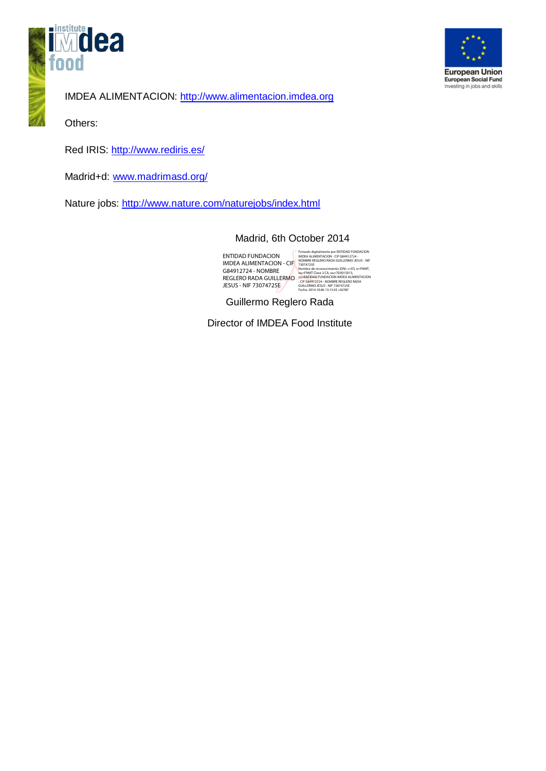IMDEA ALIMENTACION: [http://www.alimentacion.imdea.org](http://www.alimentacion.imdea.org)

Others:

Red IRIS: [http://www.rediris.es/](http://www.rediris.es/)

Madrid+d: [www.madrimasd.org/](http://www.madrimasd.org/)

Nature jobs: [http://www.nature.com/naturejobs/index.html](http://www.nature.com/naturejobs/index.html)

Madrid, 6th October 2014

ENTIDAD FUNDACION IMDEA ALIMENTACION - CIF G84912724 - NOMBRE REGLERO RADA GUILLERMO JESUS - NIF 73074725E

Firmado digitalmente por ENTIDAD FUNDACION IMDEA ALIMENTACION - CIF G84912724 - NOMBRE REGLERO RADA GUILLERMO JESUS - NIF 73074725E
Nombre de reconocimiento (DN): c=ES, o=FNMT, ou=FNMT Clase 2 CA, ou=703015013, cn=ENTIDAD FUNDACION IMDEA ALIMENTACION - CIF G84912724 - NOMBRE REGLERO RADA GUILLERMO JESUS - NIF 73074725E
Fecha: 2014.10.06 13:15:43 +02'00'

Guillermo Reglero Rada

Director of IMDEA Food Institute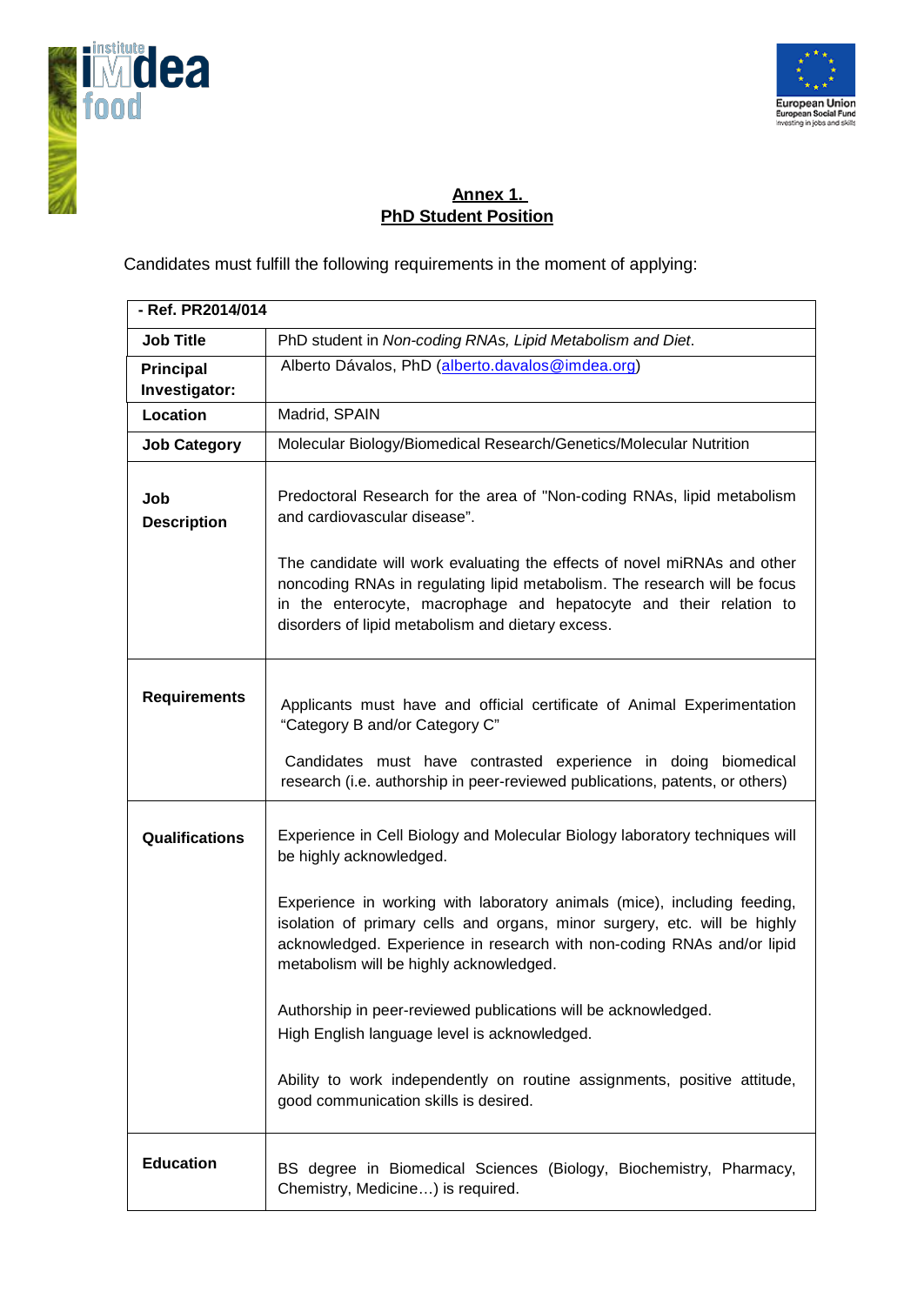**Annex 1.**
**PhD Student Position**

Candidates must fulfill the following requirements in the moment of applying:

| - Ref. PR2014/014 | |
|---|---|
| **Job Title** | PhD student in *Non-coding RNAs, Lipid Metabolism and Diet*. |
| **Principal Investigator:** | Alberto Dávalos, PhD (alberto.davalos@imdea.org) |
| **Location** | Madrid, SPAIN |
| **Job Category** | Molecular Biology/Biomedical Research/Genetics/Molecular Nutrition |
| **Job Description** | Predoctoral Research for the area of "Non-coding RNAs, lipid metabolism and cardiovascular disease".<br><br>The candidate will work evaluating the effects of novel miRNAs and other noncoding RNAs in regulating lipid metabolism. The research will be focus in the enterocyte, macrophage and hepatocyte and their relation to disorders of lipid metabolism and dietary excess. |
| **Requirements** | Applicants must have and official certificate of Animal Experimentation "Category B and/or Category C"<br><br>Candidates must have contrasted experience in doing biomedical research (i.e. authorship in peer-reviewed publications, patents, or others) |
| **Qualifications** | Experience in Cell Biology and Molecular Biology laboratory techniques will be highly acknowledged.<br><br>Experience in working with laboratory animals (mice), including feeding, isolation of primary cells and organs, minor surgery, etc. will be highly acknowledged. Experience in research with non-coding RNAs and/or lipid metabolism will be highly acknowledged.<br><br>Authorship in peer-reviewed publications will be acknowledged.<br>High English language level is acknowledged.<br><br>Ability to work independently on routine assignments, positive attitude, good communication skills is desired. |
| **Education** | BS degree in Biomedical Sciences (Biology, Biochemistry, Pharmacy, Chemistry, Medicine…) is required. |